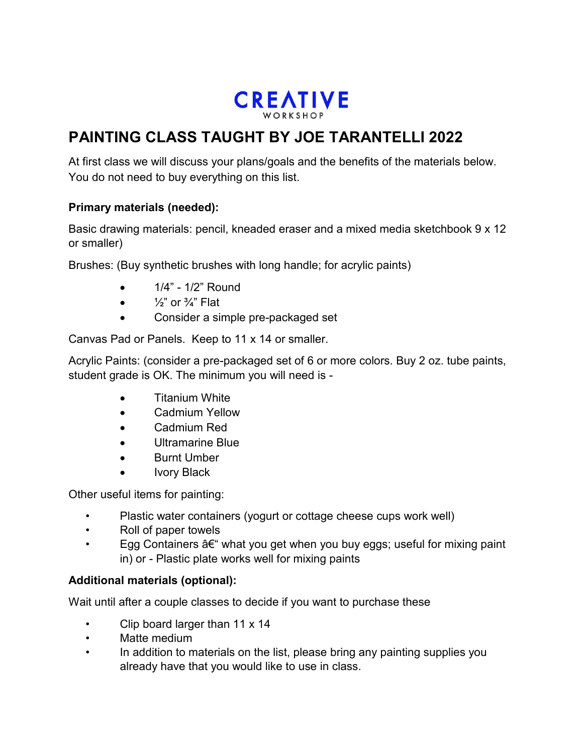**CREATIVE**
WORKSHOP

# PAINTING CLASS TAUGHT BY JOE TARANTELLI 2022

At first class we will discuss your plans/goals and the benefits of the materials below. You do not need to buy everything on this list.

### Primary materials (needed):

Basic drawing materials: pencil, kneaded eraser and a mixed media sketchbook 9 x 12 or smaller)

Brushes: (Buy synthetic brushes with long handle; for acrylic paints)

- 1/4" - 1/2" Round
- ½" or ¾" Flat
- Consider a simple pre-packaged set

Canvas Pad or Panels. Keep to 11 x 14 or smaller.

Acrylic Paints: (consider a pre-packaged set of 6 or more colors. Buy 2 oz. tube paints, student grade is OK. The minimum you will need is -

- Titanium White
- Cadmium Yellow
- Cadmium Red
- Ultramarine Blue
- Burnt Umber
- Ivory Black

Other useful items for painting:

- Plastic water containers (yogurt or cottage cheese cups work well)
- Roll of paper towels
- Egg Containers â€" what you get when you buy eggs; useful for mixing paint in) or - Plastic plate works well for mixing paints

### Additional materials (optional):

Wait until after a couple classes to decide if you want to purchase these

- Clip board larger than 11 x 14
- Matte medium
- In addition to materials on the list, please bring any painting supplies you already have that you would like to use in class.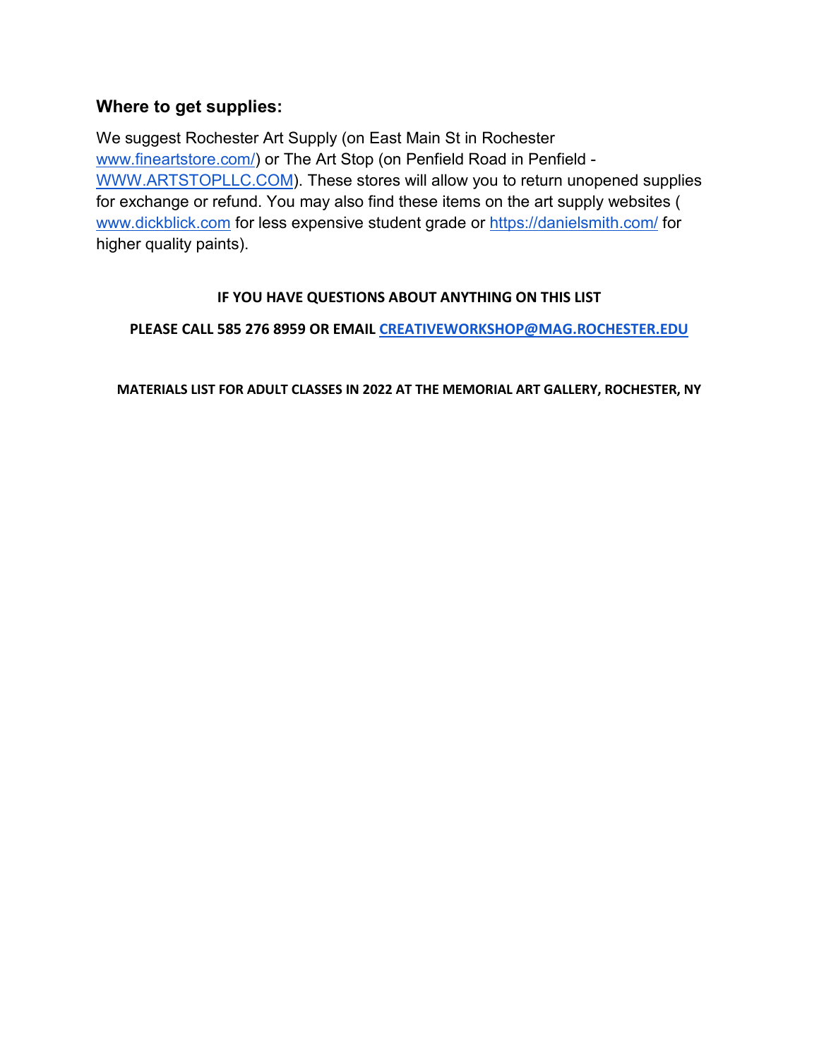### Where to get supplies:

We suggest Rochester Art Supply (on East Main St in Rochester www.fineartstore.com/) or The Art Stop (on Penfield Road in Penfield - WWW.ARTSTOPLLC.COM). These stores will allow you to return unopened supplies for exchange or refund. You may also find these items on the art supply websites ( www.dickblick.com for less expensive student grade or https://danielsmith.com/ for higher quality paints).

**IF YOU HAVE QUESTIONS ABOUT ANYTHING ON THIS LIST**

**PLEASE CALL 585 276 8959 OR EMAIL CREATIVEWORKSHOP@MAG.ROCHESTER.EDU**

**MATERIALS LIST FOR ADULT CLASSES IN 2022 AT THE MEMORIAL ART GALLERY, ROCHESTER, NY**